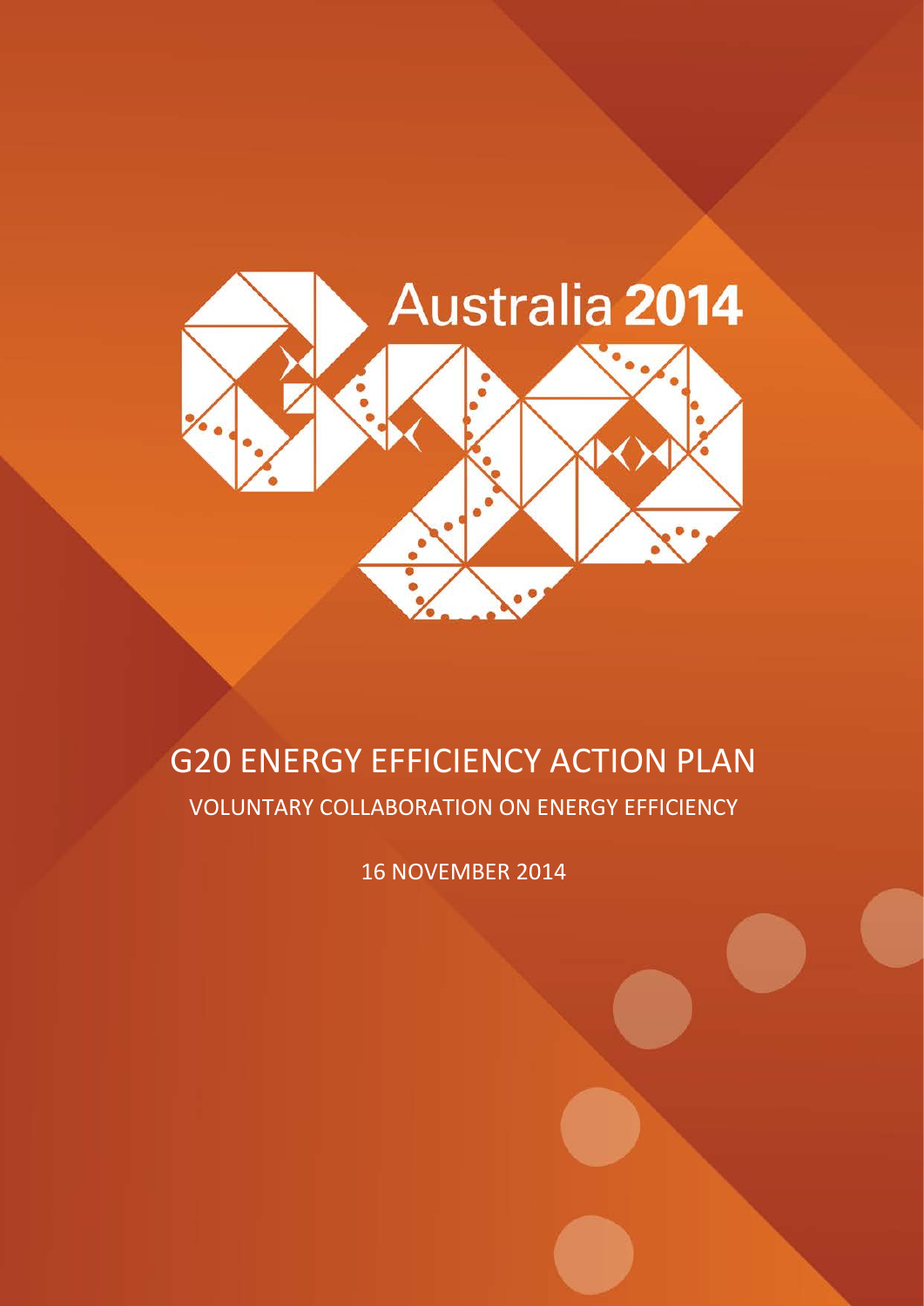Australia 2014

# G20 ENERGY EFFICIENCY ACTION PLAN

## VOLUNTARY COLLABORATION ON ENERGY EFFICIENCY

16 NOVEMBER 2014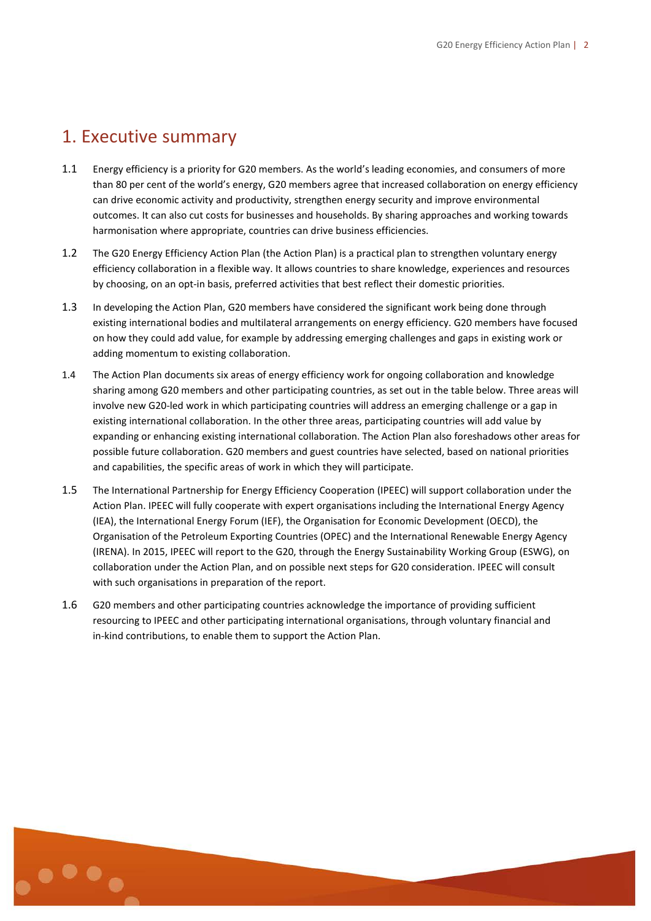# 1. Executive summary

1.1 Energy efficiency is a priority for G20 members. As the world's leading economies, and consumers of more than 80 per cent of the world's energy, G20 members agree that increased collaboration on energy efficiency can drive economic activity and productivity, strengthen energy security and improve environmental outcomes. It can also cut costs for businesses and households. By sharing approaches and working towards harmonisation where appropriate, countries can drive business efficiencies.

1.2 The G20 Energy Efficiency Action Plan (the Action Plan) is a practical plan to strengthen voluntary energy efficiency collaboration in a flexible way. It allows countries to share knowledge, experiences and resources by choosing, on an opt-in basis, preferred activities that best reflect their domestic priorities.

1.3 In developing the Action Plan, G20 members have considered the significant work being done through existing international bodies and multilateral arrangements on energy efficiency. G20 members have focused on how they could add value, for example by addressing emerging challenges and gaps in existing work or adding momentum to existing collaboration.

1.4 The Action Plan documents six areas of energy efficiency work for ongoing collaboration and knowledge sharing among G20 members and other participating countries, as set out in the table below. Three areas will involve new G20-led work in which participating countries will address an emerging challenge or a gap in existing international collaboration. In the other three areas, participating countries will add value by expanding or enhancing existing international collaboration. The Action Plan also foreshadows other areas for possible future collaboration. G20 members and guest countries have selected, based on national priorities and capabilities, the specific areas of work in which they will participate.

1.5 The International Partnership for Energy Efficiency Cooperation (IPEEC) will support collaboration under the Action Plan. IPEEC will fully cooperate with expert organisations including the International Energy Agency (IEA), the International Energy Forum (IEF), the Organisation for Economic Development (OECD), the Organisation of the Petroleum Exporting Countries (OPEC) and the International Renewable Energy Agency (IRENA). In 2015, IPEEC will report to the G20, through the Energy Sustainability Working Group (ESWG), on collaboration under the Action Plan, and on possible next steps for G20 consideration. IPEEC will consult with such organisations in preparation of the report.

1.6 G20 members and other participating countries acknowledge the importance of providing sufficient resourcing to IPEEC and other participating international organisations, through voluntary financial and in-kind contributions, to enable them to support the Action Plan.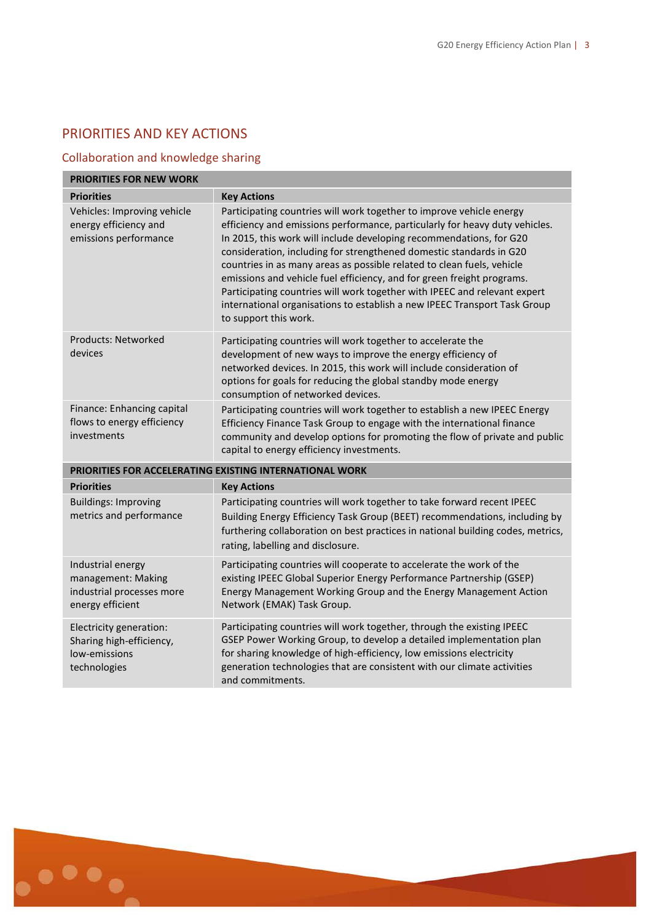## PRIORITIES AND KEY ACTIONS

### Collaboration and knowledge sharing

| PRIORITIES FOR NEW WORK | |
|---|---|
| **Priorities** | **Key Actions** |
| Vehicles: Improving vehicle energy efficiency and emissions performance | Participating countries will work together to improve vehicle energy efficiency and emissions performance, particularly for heavy duty vehicles. In 2015, this work will include developing recommendations, for G20 consideration, including for strengthened domestic standards in G20 countries in as many areas as possible related to clean fuels, vehicle emissions and vehicle fuel efficiency, and for green freight programs. Participating countries will work together with IPEEC and relevant expert international organisations to establish a new IPEEC Transport Task Group to support this work. |
| Products: Networked devices | Participating countries will work together to accelerate the development of new ways to improve the energy efficiency of networked devices. In 2015, this work will include consideration of options for goals for reducing the global standby mode energy consumption of networked devices. |
| Finance: Enhancing capital flows to energy efficiency investments | Participating countries will work together to establish a new IPEEC Energy Efficiency Finance Task Group to engage with the international finance community and develop options for promoting the flow of private and public capital to energy efficiency investments. |
| **PRIORITIES FOR ACCELERATING EXISTING INTERNATIONAL WORK** | |
| **Priorities** | **Key Actions** |
| Buildings: Improving metrics and performance | Participating countries will work together to take forward recent IPEEC Building Energy Efficiency Task Group (BEET) recommendations, including by furthering collaboration on best practices in national building codes, metrics, rating, labelling and disclosure. |
| Industrial energy management: Making industrial processes more energy efficient | Participating countries will cooperate to accelerate the work of the existing IPEEC Global Superior Energy Performance Partnership (GSEP) Energy Management Working Group and the Energy Management Action Network (EMAK) Task Group. |
| Electricity generation: Sharing high-efficiency, low-emissions technologies | Participating countries will work together, through the existing IPEEC GSEP Power Working Group, to develop a detailed implementation plan for sharing knowledge of high-efficiency, low emissions electricity generation technologies that are consistent with our climate activities and commitments. |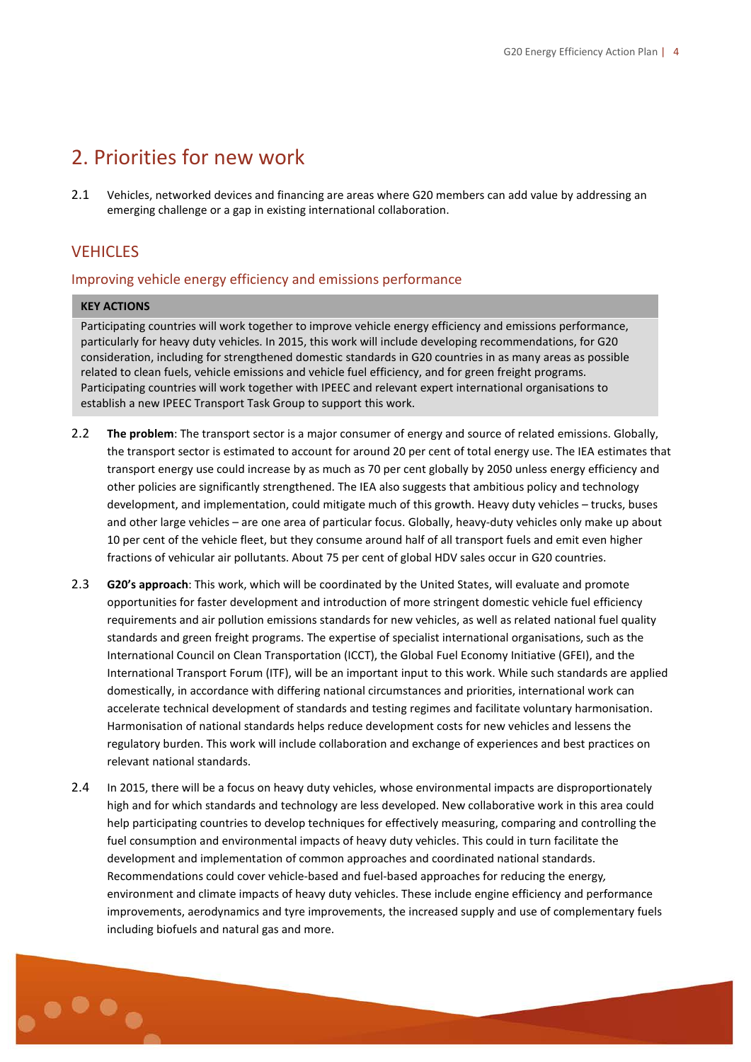## 2. Priorities for new work

2.1 Vehicles, networked devices and financing are areas where G20 members can add value by addressing an emerging challenge or a gap in existing international collaboration.

### VEHICLES

#### Improving vehicle energy efficiency and emissions performance

| KEY ACTIONS |
| --- |
| Participating countries will work together to improve vehicle energy efficiency and emissions performance, particularly for heavy duty vehicles. In 2015, this work will include developing recommendations, for G20 consideration, including for strengthened domestic standards in G20 countries in as many areas as possible related to clean fuels, vehicle emissions and vehicle fuel efficiency, and for green freight programs. Participating countries will work together with IPEEC and relevant expert international organisations to establish a new IPEEC Transport Task Group to support this work. |

2.2 **The problem**: The transport sector is a major consumer of energy and source of related emissions. Globally, the transport sector is estimated to account for around 20 per cent of total energy use. The IEA estimates that transport energy use could increase by as much as 70 per cent globally by 2050 unless energy efficiency and other policies are significantly strengthened. The IEA also suggests that ambitious policy and technology development, and implementation, could mitigate much of this growth. Heavy duty vehicles – trucks, buses and other large vehicles – are one area of particular focus. Globally, heavy-duty vehicles only make up about 10 per cent of the vehicle fleet, but they consume around half of all transport fuels and emit even higher fractions of vehicular air pollutants. About 75 per cent of global HDV sales occur in G20 countries.

2.3 **G20's approach**: This work, which will be coordinated by the United States, will evaluate and promote opportunities for faster development and introduction of more stringent domestic vehicle fuel efficiency requirements and air pollution emissions standards for new vehicles, as well as related national fuel quality standards and green freight programs. The expertise of specialist international organisations, such as the International Council on Clean Transportation (ICCT), the Global Fuel Economy Initiative (GFEI), and the International Transport Forum (ITF), will be an important input to this work. While such standards are applied domestically, in accordance with differing national circumstances and priorities, international work can accelerate technical development of standards and testing regimes and facilitate voluntary harmonisation. Harmonisation of national standards helps reduce development costs for new vehicles and lessens the regulatory burden. This work will include collaboration and exchange of experiences and best practices on relevant national standards.

2.4 In 2015, there will be a focus on heavy duty vehicles, whose environmental impacts are disproportionately high and for which standards and technology are less developed. New collaborative work in this area could help participating countries to develop techniques for effectively measuring, comparing and controlling the fuel consumption and environmental impacts of heavy duty vehicles. This could in turn facilitate the development and implementation of common approaches and coordinated national standards. Recommendations could cover vehicle-based and fuel-based approaches for reducing the energy, environment and climate impacts of heavy duty vehicles. These include engine efficiency and performance improvements, aerodynamics and tyre improvements, the increased supply and use of complementary fuels including biofuels and natural gas and more.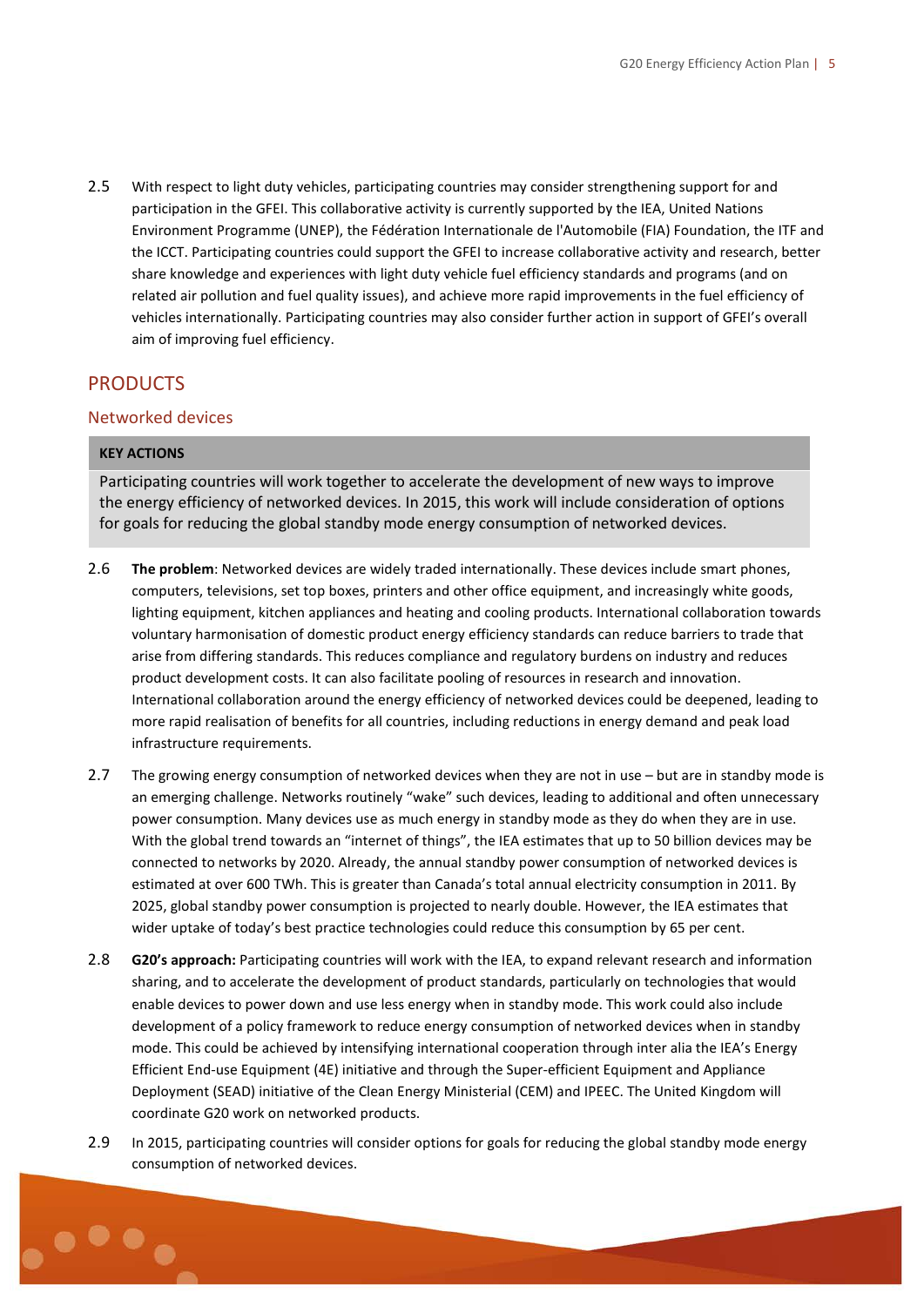2.5 With respect to light duty vehicles, participating countries may consider strengthening support for and participation in the GFEI. This collaborative activity is currently supported by the IEA, United Nations Environment Programme (UNEP), the Fédération Internationale de l'Automobile (FIA) Foundation, the ITF and the ICCT. Participating countries could support the GFEI to increase collaborative activity and research, better share knowledge and experiences with light duty vehicle fuel efficiency standards and programs (and on related air pollution and fuel quality issues), and achieve more rapid improvements in the fuel efficiency of vehicles internationally. Participating countries may also consider further action in support of GFEI's overall aim of improving fuel efficiency.

## PRODUCTS

### Networked devices

| KEY ACTIONS |
|---|
| Participating countries will work together to accelerate the development of new ways to improve the energy efficiency of networked devices. In 2015, this work will include consideration of options for goals for reducing the global standby mode energy consumption of networked devices. |

2.6 **The problem**: Networked devices are widely traded internationally. These devices include smart phones, computers, televisions, set top boxes, printers and other office equipment, and increasingly white goods, lighting equipment, kitchen appliances and heating and cooling products. International collaboration towards voluntary harmonisation of domestic product energy efficiency standards can reduce barriers to trade that arise from differing standards. This reduces compliance and regulatory burdens on industry and reduces product development costs. It can also facilitate pooling of resources in research and innovation. International collaboration around the energy efficiency of networked devices could be deepened, leading to more rapid realisation of benefits for all countries, including reductions in energy demand and peak load infrastructure requirements.

2.7 The growing energy consumption of networked devices when they are not in use – but are in standby mode is an emerging challenge. Networks routinely "wake" such devices, leading to additional and often unnecessary power consumption. Many devices use as much energy in standby mode as they do when they are in use. With the global trend towards an "internet of things", the IEA estimates that up to 50 billion devices may be connected to networks by 2020. Already, the annual standby power consumption of networked devices is estimated at over 600 TWh. This is greater than Canada's total annual electricity consumption in 2011. By 2025, global standby power consumption is projected to nearly double. However, the IEA estimates that wider uptake of today's best practice technologies could reduce this consumption by 65 per cent.

2.8 **G20's approach:** Participating countries will work with the IEA, to expand relevant research and information sharing, and to accelerate the development of product standards, particularly on technologies that would enable devices to power down and use less energy when in standby mode. This work could also include development of a policy framework to reduce energy consumption of networked devices when in standby mode. This could be achieved by intensifying international cooperation through inter alia the IEA's Energy Efficient End-use Equipment (4E) initiative and through the Super-efficient Equipment and Appliance Deployment (SEAD) initiative of the Clean Energy Ministerial (CEM) and IPEEC. The United Kingdom will coordinate G20 work on networked products.

2.9 In 2015, participating countries will consider options for goals for reducing the global standby mode energy consumption of networked devices.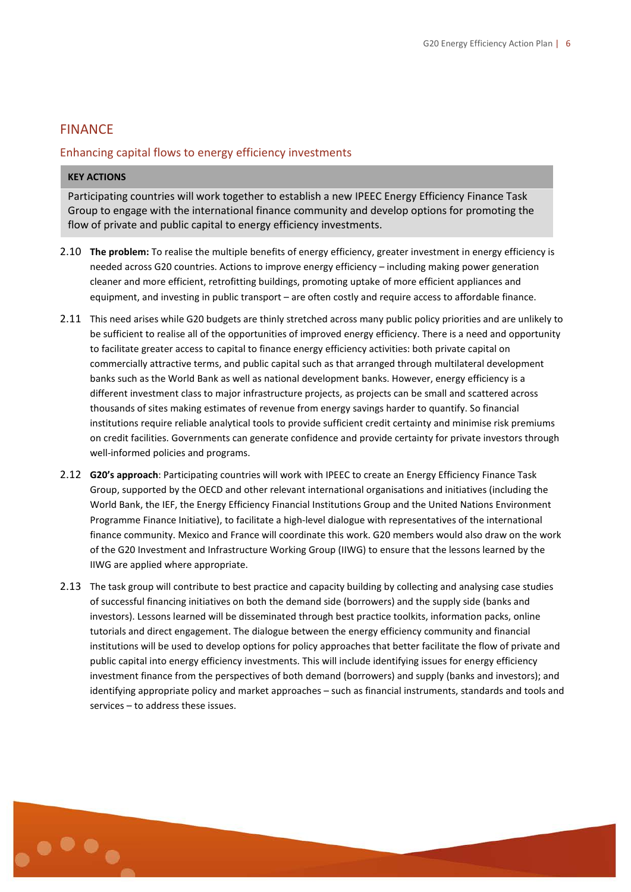## FINANCE

### Enhancing capital flows to energy efficiency investments

| KEY ACTIONS |
| --- |
| Participating countries will work together to establish a new IPEEC Energy Efficiency Finance Task Group to engage with the international finance community and develop options for promoting the flow of private and public capital to energy efficiency investments. |

2.10 **The problem:** To realise the multiple benefits of energy efficiency, greater investment in energy efficiency is needed across G20 countries. Actions to improve energy efficiency – including making power generation cleaner and more efficient, retrofitting buildings, promoting uptake of more efficient appliances and equipment, and investing in public transport – are often costly and require access to affordable finance.

2.11 This need arises while G20 budgets are thinly stretched across many public policy priorities and are unlikely to be sufficient to realise all of the opportunities of improved energy efficiency. There is a need and opportunity to facilitate greater access to capital to finance energy efficiency activities: both private capital on commercially attractive terms, and public capital such as that arranged through multilateral development banks such as the World Bank as well as national development banks. However, energy efficiency is a different investment class to major infrastructure projects, as projects can be small and scattered across thousands of sites making estimates of revenue from energy savings harder to quantify. So financial institutions require reliable analytical tools to provide sufficient credit certainty and minimise risk premiums on credit facilities. Governments can generate confidence and provide certainty for private investors through well-informed policies and programs.

2.12 **G20's approach**: Participating countries will work with IPEEC to create an Energy Efficiency Finance Task Group, supported by the OECD and other relevant international organisations and initiatives (including the World Bank, the IEF, the Energy Efficiency Financial Institutions Group and the United Nations Environment Programme Finance Initiative), to facilitate a high-level dialogue with representatives of the international finance community. Mexico and France will coordinate this work. G20 members would also draw on the work of the G20 Investment and Infrastructure Working Group (IIWG) to ensure that the lessons learned by the IIWG are applied where appropriate.

2.13 The task group will contribute to best practice and capacity building by collecting and analysing case studies of successful financing initiatives on both the demand side (borrowers) and the supply side (banks and investors). Lessons learned will be disseminated through best practice toolkits, information packs, online tutorials and direct engagement. The dialogue between the energy efficiency community and financial institutions will be used to develop options for policy approaches that better facilitate the flow of private and public capital into energy efficiency investments. This will include identifying issues for energy efficiency investment finance from the perspectives of both demand (borrowers) and supply (banks and investors); and identifying appropriate policy and market approaches – such as financial instruments, standards and tools and services – to address these issues.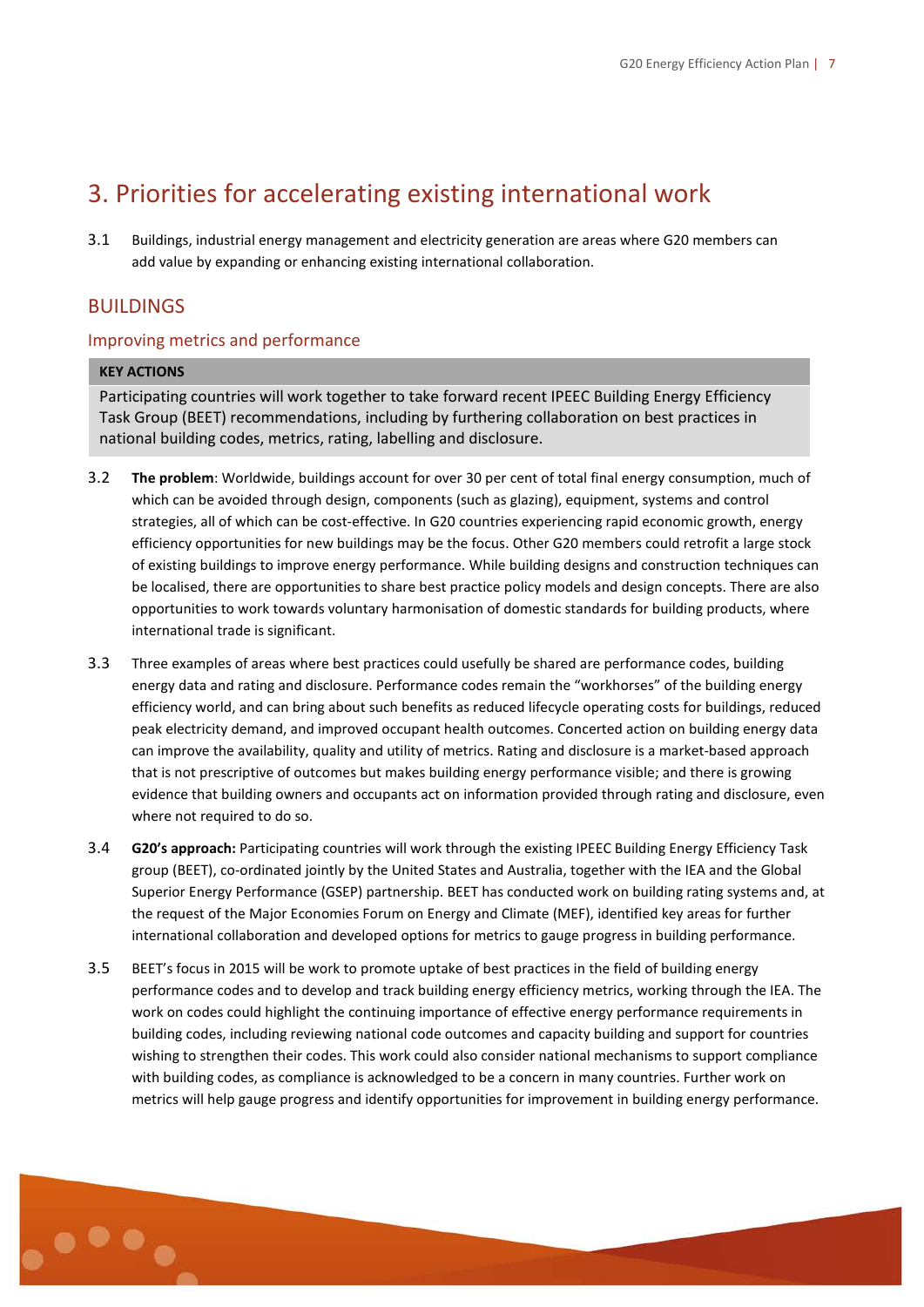# 3. Priorities for accelerating existing international work

3.1 Buildings, industrial energy management and electricity generation are areas where G20 members can add value by expanding or enhancing existing international collaboration.

## BUILDINGS

### Improving metrics and performance

**KEY ACTIONS**

Participating countries will work together to take forward recent IPEEC Building Energy Efficiency Task Group (BEET) recommendations, including by furthering collaboration on best practices in national building codes, metrics, rating, labelling and disclosure.

3.2 **The problem**: Worldwide, buildings account for over 30 per cent of total final energy consumption, much of which can be avoided through design, components (such as glazing), equipment, systems and control strategies, all of which can be cost-effective. In G20 countries experiencing rapid economic growth, energy efficiency opportunities for new buildings may be the focus. Other G20 members could retrofit a large stock of existing buildings to improve energy performance. While building designs and construction techniques can be localised, there are opportunities to share best practice policy models and design concepts. There are also opportunities to work towards voluntary harmonisation of domestic standards for building products, where international trade is significant.

3.3 Three examples of areas where best practices could usefully be shared are performance codes, building energy data and rating and disclosure. Performance codes remain the "workhorses" of the building energy efficiency world, and can bring about such benefits as reduced lifecycle operating costs for buildings, reduced peak electricity demand, and improved occupant health outcomes. Concerted action on building energy data can improve the availability, quality and utility of metrics. Rating and disclosure is a market-based approach that is not prescriptive of outcomes but makes building energy performance visible; and there is growing evidence that building owners and occupants act on information provided through rating and disclosure, even where not required to do so.

3.4 **G20's approach:** Participating countries will work through the existing IPEEC Building Energy Efficiency Task group (BEET), co-ordinated jointly by the United States and Australia, together with the IEA and the Global Superior Energy Performance (GSEP) partnership. BEET has conducted work on building rating systems and, at the request of the Major Economies Forum on Energy and Climate (MEF), identified key areas for further international collaboration and developed options for metrics to gauge progress in building performance.

3.5 BEET's focus in 2015 will be work to promote uptake of best practices in the field of building energy performance codes and to develop and track building energy efficiency metrics, working through the IEA. The work on codes could highlight the continuing importance of effective energy performance requirements in building codes, including reviewing national code outcomes and capacity building and support for countries wishing to strengthen their codes. This work could also consider national mechanisms to support compliance with building codes, as compliance is acknowledged to be a concern in many countries. Further work on metrics will help gauge progress and identify opportunities for improvement in building energy performance.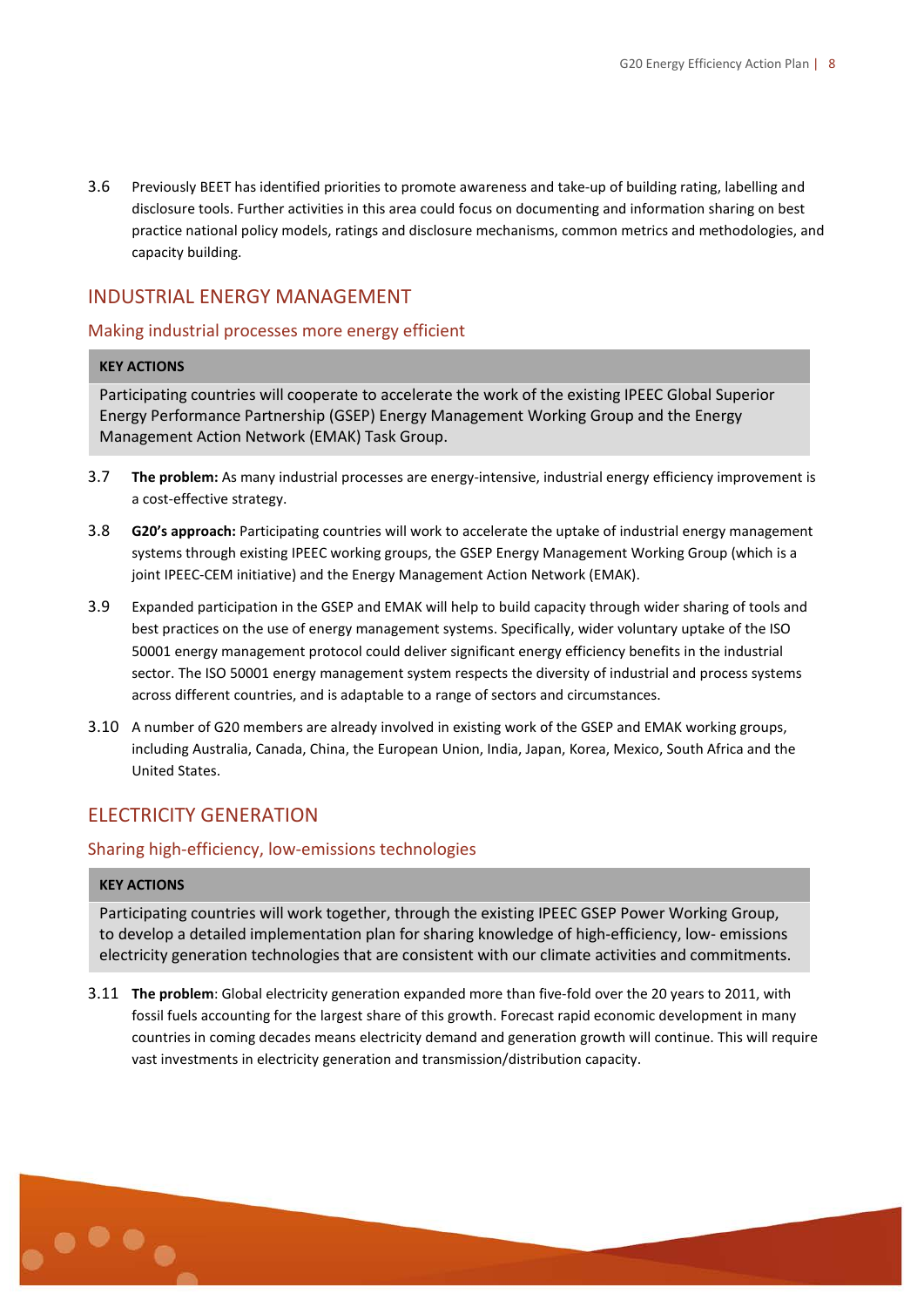3.6 Previously BEET has identified priorities to promote awareness and take-up of building rating, labelling and disclosure tools. Further activities in this area could focus on documenting and information sharing on best practice national policy models, ratings and disclosure mechanisms, common metrics and methodologies, and capacity building.

## INDUSTRIAL ENERGY MANAGEMENT

### Making industrial processes more energy efficient

**KEY ACTIONS**

Participating countries will cooperate to accelerate the work of the existing IPEEC Global Superior Energy Performance Partnership (GSEP) Energy Management Working Group and the Energy Management Action Network (EMAK) Task Group.

3.7 **The problem:** As many industrial processes are energy-intensive, industrial energy efficiency improvement is a cost-effective strategy.

3.8 **G20's approach:** Participating countries will work to accelerate the uptake of industrial energy management systems through existing IPEEC working groups, the GSEP Energy Management Working Group (which is a joint IPEEC-CEM initiative) and the Energy Management Action Network (EMAK).

3.9 Expanded participation in the GSEP and EMAK will help to build capacity through wider sharing of tools and best practices on the use of energy management systems. Specifically, wider voluntary uptake of the ISO 50001 energy management protocol could deliver significant energy efficiency benefits in the industrial sector. The ISO 50001 energy management system respects the diversity of industrial and process systems across different countries, and is adaptable to a range of sectors and circumstances.

3.10 A number of G20 members are already involved in existing work of the GSEP and EMAK working groups, including Australia, Canada, China, the European Union, India, Japan, Korea, Mexico, South Africa and the United States.

## ELECTRICITY GENERATION

### Sharing high-efficiency, low-emissions technologies

**KEY ACTIONS**

Participating countries will work together, through the existing IPEEC GSEP Power Working Group, to develop a detailed implementation plan for sharing knowledge of high-efficiency, low- emissions electricity generation technologies that are consistent with our climate activities and commitments.

3.11 **The problem**: Global electricity generation expanded more than five-fold over the 20 years to 2011, with fossil fuels accounting for the largest share of this growth. Forecast rapid economic development in many countries in coming decades means electricity demand and generation growth will continue. This will require vast investments in electricity generation and transmission/distribution capacity.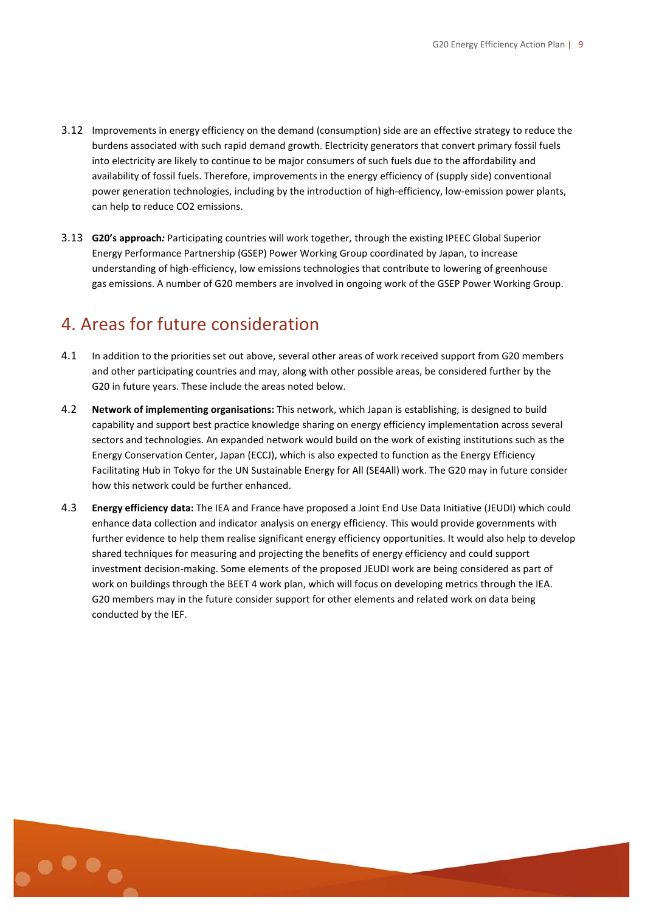3.12 Improvements in energy efficiency on the demand (consumption) side are an effective strategy to reduce the burdens associated with such rapid demand growth. Electricity generators that convert primary fossil fuels into electricity are likely to continue to be major consumers of such fuels due to the affordability and availability of fossil fuels. Therefore, improvements in the energy efficiency of (supply side) conventional power generation technologies, including by the introduction of high-efficiency, low-emission power plants, can help to reduce CO2 emissions.

3.13 **G20's approach*:*** Participating countries will work together, through the existing IPEEC Global Superior Energy Performance Partnership (GSEP) Power Working Group coordinated by Japan, to increase understanding of high-efficiency, low emissions technologies that contribute to lowering of greenhouse gas emissions. A number of G20 members are involved in ongoing work of the GSEP Power Working Group.

## 4. Areas for future consideration

4.1 In addition to the priorities set out above, several other areas of work received support from G20 members and other participating countries and may, along with other possible areas, be considered further by the G20 in future years. These include the areas noted below.

4.2 **Network of implementing organisations:** This network, which Japan is establishing, is designed to build capability and support best practice knowledge sharing on energy efficiency implementation across several sectors and technologies. An expanded network would build on the work of existing institutions such as the Energy Conservation Center, Japan (ECCJ), which is also expected to function as the Energy Efficiency Facilitating Hub in Tokyo for the UN Sustainable Energy for All (SE4All) work. The G20 may in future consider how this network could be further enhanced.

4.3 **Energy efficiency data:** The IEA and France have proposed a Joint End Use Data Initiative (JEUDI) which could enhance data collection and indicator analysis on energy efficiency. This would provide governments with further evidence to help them realise significant energy efficiency opportunities. It would also help to develop shared techniques for measuring and projecting the benefits of energy efficiency and could support investment decision-making. Some elements of the proposed JEUDI work are being considered as part of work on buildings through the BEET 4 work plan, which will focus on developing metrics through the IEA. G20 members may in the future consider support for other elements and related work on data being conducted by the IEF.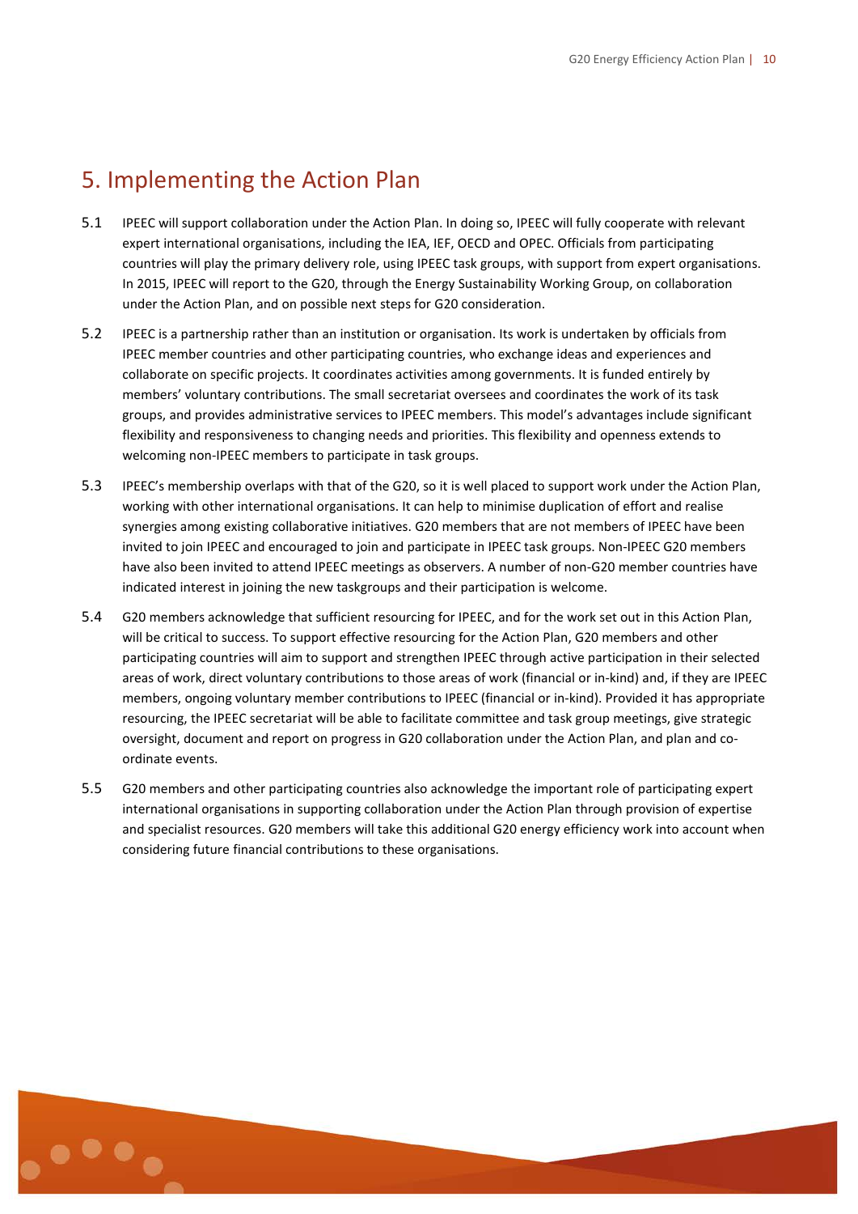# 5. Implementing the Action Plan

5.1 IPEEC will support collaboration under the Action Plan. In doing so, IPEEC will fully cooperate with relevant expert international organisations, including the IEA, IEF, OECD and OPEC. Officials from participating countries will play the primary delivery role, using IPEEC task groups, with support from expert organisations. In 2015, IPEEC will report to the G20, through the Energy Sustainability Working Group, on collaboration under the Action Plan, and on possible next steps for G20 consideration.

5.2 IPEEC is a partnership rather than an institution or organisation. Its work is undertaken by officials from IPEEC member countries and other participating countries, who exchange ideas and experiences and collaborate on specific projects. It coordinates activities among governments. It is funded entirely by members' voluntary contributions. The small secretariat oversees and coordinates the work of its task groups, and provides administrative services to IPEEC members. This model's advantages include significant flexibility and responsiveness to changing needs and priorities. This flexibility and openness extends to welcoming non-IPEEC members to participate in task groups.

5.3 IPEEC's membership overlaps with that of the G20, so it is well placed to support work under the Action Plan, working with other international organisations. It can help to minimise duplication of effort and realise synergies among existing collaborative initiatives. G20 members that are not members of IPEEC have been invited to join IPEEC and encouraged to join and participate in IPEEC task groups. Non-IPEEC G20 members have also been invited to attend IPEEC meetings as observers. A number of non-G20 member countries have indicated interest in joining the new taskgroups and their participation is welcome.

5.4 G20 members acknowledge that sufficient resourcing for IPEEC, and for the work set out in this Action Plan, will be critical to success. To support effective resourcing for the Action Plan, G20 members and other participating countries will aim to support and strengthen IPEEC through active participation in their selected areas of work, direct voluntary contributions to those areas of work (financial or in-kind) and, if they are IPEEC members, ongoing voluntary member contributions to IPEEC (financial or in-kind). Provided it has appropriate resourcing, the IPEEC secretariat will be able to facilitate committee and task group meetings, give strategic oversight, document and report on progress in G20 collaboration under the Action Plan, and plan and co-ordinate events.

5.5 G20 members and other participating countries also acknowledge the important role of participating expert international organisations in supporting collaboration under the Action Plan through provision of expertise and specialist resources. G20 members will take this additional G20 energy efficiency work into account when considering future financial contributions to these organisations.